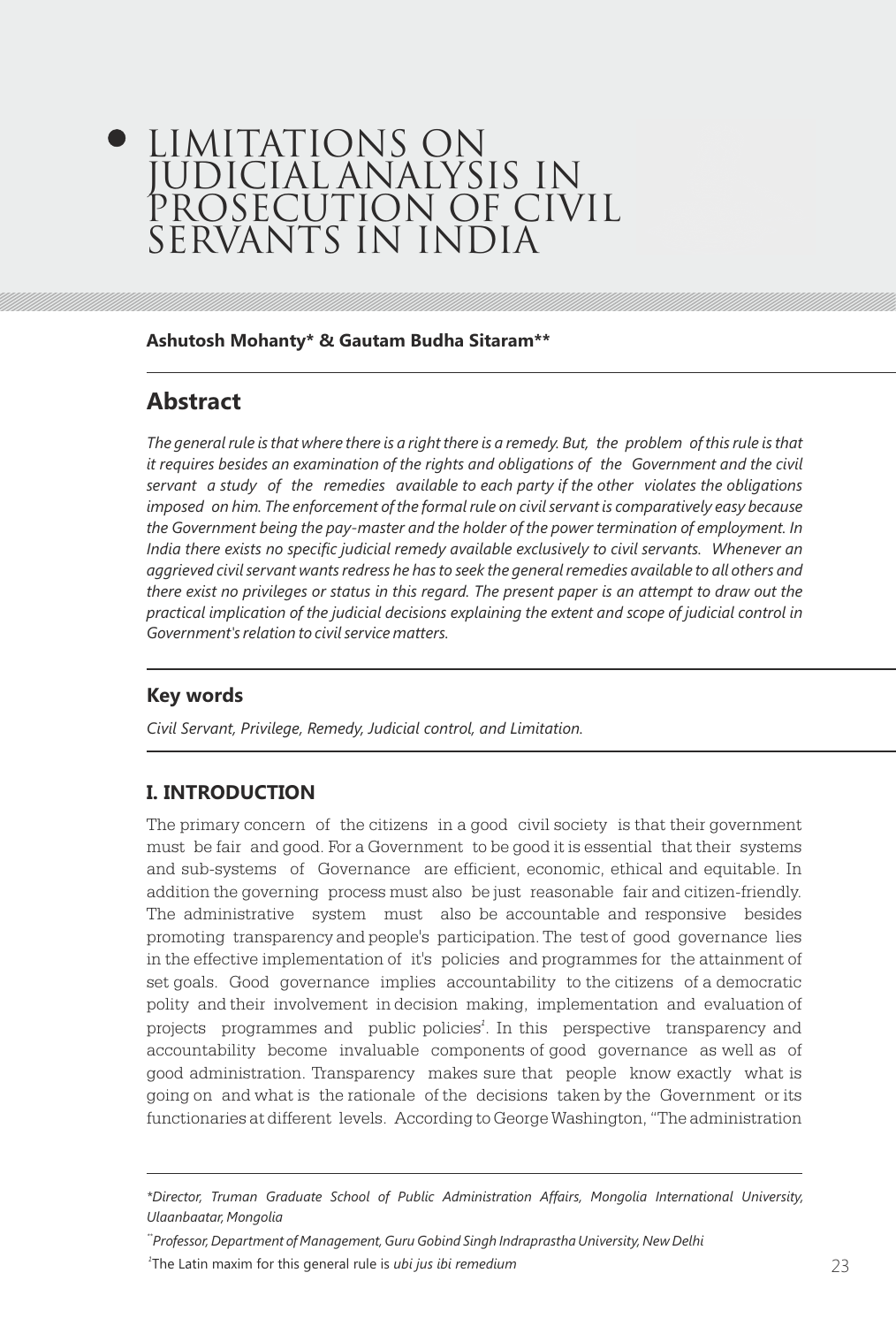# LIMITATIONS ON JUDICIAL ANALYSIS IN PROSECUTION OF CIVIL SERVANTS IN INDIA

**Ashutosh Mohanty* & Gautam Budha Sitaram****

## Abstract

*The general rule is that where there is a right there is a remedy. But, the problem of this rule is that it requires besides an examination of the rights and obligations of the Government and the civil servant a study of the remedies available to each party if the other violates the obligations imposed on him. The enforcement of the formal rule on civil servant is comparatively easy because the Government being the pay-master and the holder of the power termination of employment. In India there exists no specific judicial remedy available exclusively to civil servants. Whenever an aggrieved civil servant wants redress he has to seek the general remedies available to all others and there exist no privileges or status in this regard. The present paper is an attempt to draw out the practical implication of the judicial decisions explaining the extent and scope of judicial control in Government's relation to civil service matters.*

## Key words

*Civil Servant, Privilege, Remedy, Judicial control, and Limitation.*

## I. INTRODUCTION

The primary concern of the citizens in a good civil society is that their government must be fair and good. For a Government to be good it is essential that their systems and sub-systems of Governance are efficient, economic, ethical and equitable. In addition the governing process must also be just reasonable fair and citizen-friendly. The administrative system must also be accountable and responsive besides promoting transparency and people's participation. The test of good governance lies in the effective implementation of it's policies and programmes for the attainment of set goals. Good governance implies accountability to the citizens of a democratic polity and their involvement in decision making, implementation and evaluation of projects programmes and public policies[1]. In this perspective transparency and accountability become invaluable components of good governance as well as of good administration. Transparency makes sure that people know exactly what is going on and what is the rationale of the decisions taken by the Government or its functionaries at different levels. According to George Washington, "The administration

---

*Director, Truman Graduate School of Public Administration Affairs, Mongolia International University, Ulaanbaatar, Mongolia

**Professor, Department of Management, Guru Gobind Singh Indraprastha University, New Delhi

[1] The Latin maxim for this general rule is *ubi jus ibi remedium*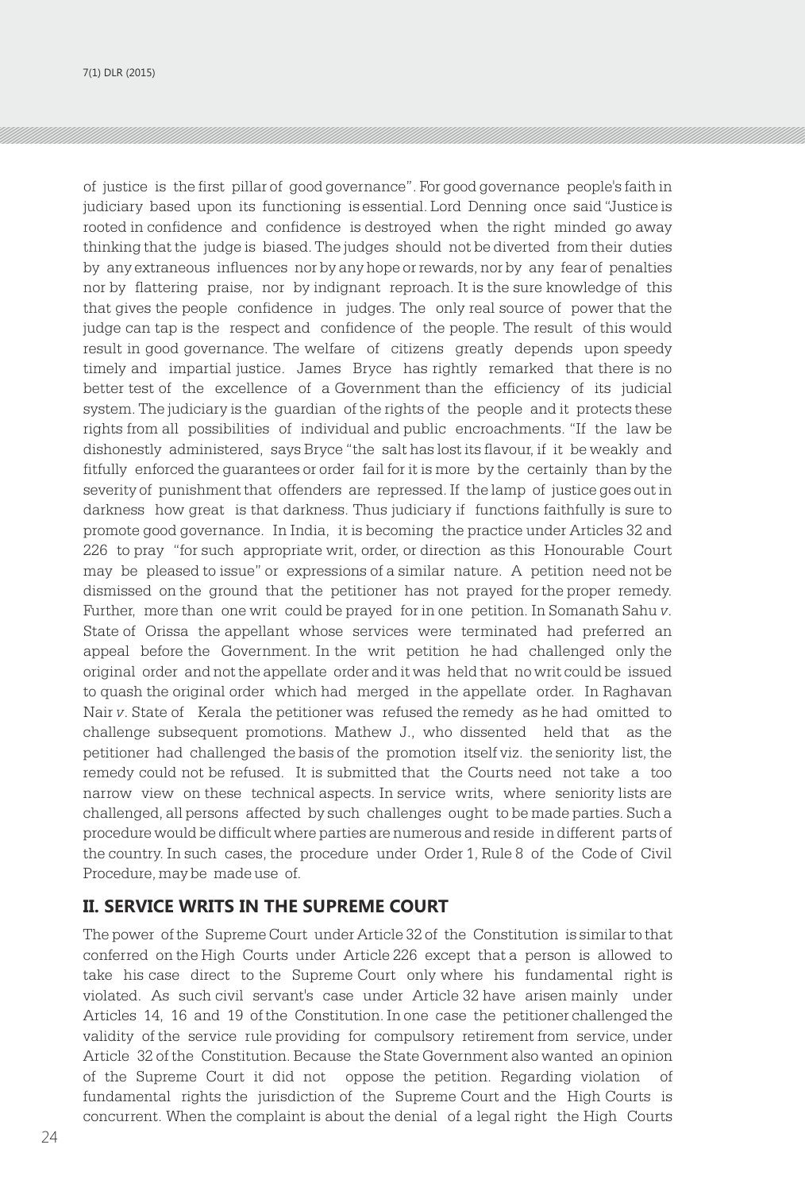of justice is the first pillar of good governance". For good governance people's faith in judiciary based upon its functioning is essential. Lord Denning once said "Justice is rooted in confidence and confidence is destroyed when the right minded go away thinking that the judge is biased. The judges should not be diverted from their duties by any extraneous influences nor by any hope or rewards, nor by any fear of penalties nor by flattering praise, nor by indignant reproach. It is the sure knowledge of this that gives the people confidence in judges. The only real source of power that the judge can tap is the respect and confidence of the people. The result of this would result in good governance. The welfare of citizens greatly depends upon speedy timely and impartial justice. James Bryce has rightly remarked that there is no better test of the excellence of a Government than the efficiency of its judicial system. The judiciary is the guardian of the rights of the people and it protects these rights from all possibilities of individual and public encroachments. "If the law be dishonestly administered, says Bryce "the salt has lost its flavour, if it be weakly and fitfully enforced the guarantees or order fail for it is more by the certainly than by the severity of punishment that offenders are repressed. If the lamp of justice goes out in darkness how great is that darkness. Thus judiciary if functions faithfully is sure to promote good governance. In India, it is becoming the practice under Articles 32 and 226 to pray "for such appropriate writ, order, or direction as this Honourable Court may be pleased to issue" or expressions of a similar nature. A petition need not be dismissed on the ground that the petitioner has not prayed for the proper remedy. Further, more than one writ could be prayed for in one petition. In Somanath Sahu *v*. State of Orissa the appellant whose services were terminated had preferred an appeal before the Government. In the writ petition he had challenged only the original order and not the appellate order and it was held that no writ could be issued to quash the original order which had merged in the appellate order. In Raghavan Nair *v*. State of Kerala the petitioner was refused the remedy as he had omitted to challenge subsequent promotions. Mathew J., who dissented held that as the petitioner had challenged the basis of the promotion itself viz. the seniority list, the remedy could not be refused. It is submitted that the Courts need not take a too narrow view on these technical aspects. In service writs, where seniority lists are challenged, all persons affected by such challenges ought to be made parties. Such a procedure would be difficult where parties are numerous and reside in different parts of the country. In such cases, the procedure under Order 1, Rule 8 of the Code of Civil Procedure, may be made use of.

## II. SERVICE WRITS IN THE SUPREME COURT

The power of the Supreme Court under Article 32 of the Constitution is similar to that conferred on the High Courts under Article 226 except that a person is allowed to take his case direct to the Supreme Court only where his fundamental right is violated. As such civil servant's case under Article 32 have arisen mainly under Articles 14, 16 and 19 of the Constitution. In one case the petitioner challenged the validity of the service rule providing for compulsory retirement from service, under Article 32 of the Constitution. Because the State Government also wanted an opinion of the Supreme Court it did not oppose the petition. Regarding violation of fundamental rights the jurisdiction of the Supreme Court and the High Courts is concurrent. When the complaint is about the denial of a legal right the High Courts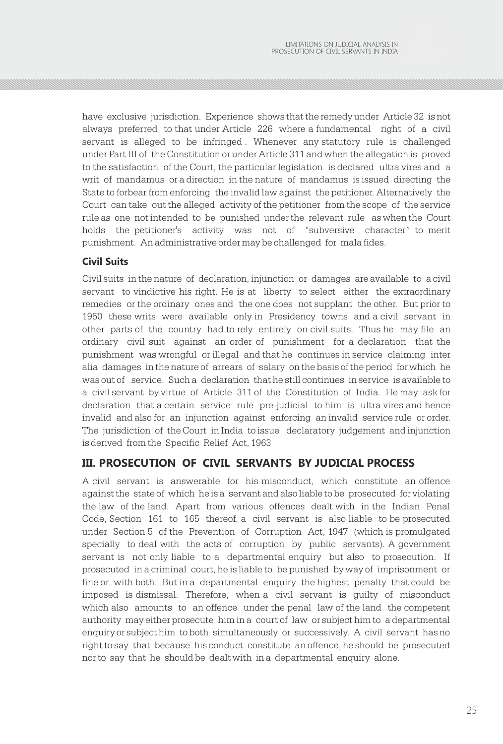have exclusive jurisdiction. Experience shows that the remedy under Article 32 is not always preferred to that under Article 226 where a fundamental right of a civil servant is alleged to be infringed . Whenever any statutory rule is challenged under Part III of the Constitution or under Article 311 and when the allegation is proved to the satisfaction of the Court, the particular legislation is declared ultra vires and a writ of mandamus or a direction in the nature of mandamus is issued directing the State to forbear from enforcing the invalid law against the petitioner. Alternatively the Court can take out the alleged activity of the petitioner from the scope of the service rule as one not intended to be punished under the relevant rule as when the Court holds the petitioner's activity was not of "subversive character" to merit punishment. An administrative order may be challenged for mala fides.

### Civil Suits

Civil suits in the nature of declaration, injunction or damages are available to a civil servant to vindictive his right. He is at liberty to select either the extraordinary remedies or the ordinary ones and the one does not supplant the other. But prior to 1950 these writs were available only in Presidency towns and a civil servant in other parts of the country had to rely entirely on civil suits. Thus he may file an ordinary civil suit against an order of punishment for a declaration that the punishment was wrongful or illegal and that he continues in service claiming inter alia damages in the nature of arrears of salary on the basis of the period for which he was out of service. Such a declaration that he still continues in service is available to a civil servant by virtue of Article 311 of the Constitution of India. He may ask for declaration that a certain service rule pre-judicial to him is ultra vires and hence invalid and also for an injunction against enforcing an invalid service rule or order. The jurisdiction of the Court in India to issue declaratory judgement and injunction is derived from the Specific Relief Act, 1963

## III. PROSECUTION OF CIVIL SERVANTS BY JUDICIAL PROCESS

A civil servant is answerable for his misconduct, which constitute an offence against the state of which he is a servant and also liable to be prosecuted for violating the law of the land. Apart from various offences dealt with in the Indian Penal Code, Section 161 to 165 thereof, a civil servant is also liable to be prosecuted under Section 5 of the Prevention of Corruption Act, 1947 (which is promulgated specially to deal with the acts of corruption by public servants). A government servant is not only liable to a departmental enquiry but also to prosecution. If prosecuted in a criminal court, he is liable to be punished by way of imprisonment or fine or with both. But in a departmental enquiry the highest penalty that could be imposed is dismissal. Therefore, when a civil servant is guilty of misconduct which also amounts to an offence under the penal law of the land the competent authority may either prosecute him in a court of law or subject him to a departmental enquiry or subject him to both simultaneously or successively. A civil servant has no right to say that because his conduct constitute an offence, he should be prosecuted nor to say that he should be dealt with in a departmental enquiry alone.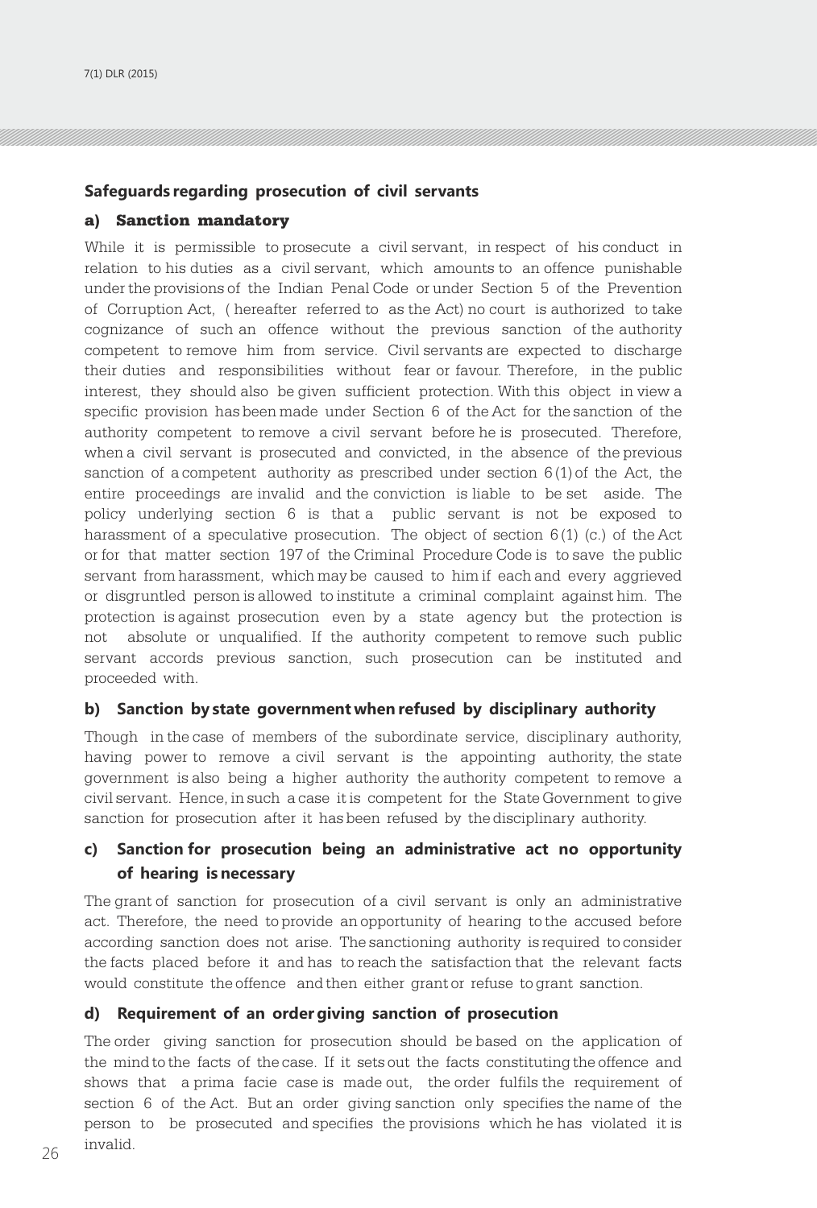## Safeguards regarding prosecution of civil servants

### a) Sanction mandatory

While it is permissible to prosecute a civil servant, in respect of his conduct in relation to his duties as a civil servant, which amounts to an offence punishable under the provisions of the Indian Penal Code or under Section 5 of the Prevention of Corruption Act, ( hereafter referred to as the Act) no court is authorized to take cognizance of such an offence without the previous sanction of the authority competent to remove him from service. Civil servants are expected to discharge their duties and responsibilities without fear or favour. Therefore, in the public interest, they should also be given sufficient protection. With this object in view a specific provision has been made under Section 6 of the Act for the sanction of the authority competent to remove a civil servant before he is prosecuted. Therefore, when a civil servant is prosecuted and convicted, in the absence of the previous sanction of a competent authority as prescribed under section 6(1) of the Act, the entire proceedings are invalid and the conviction is liable to be set aside. The policy underlying section 6 is that a public servant is not be exposed to harassment of a speculative prosecution. The object of section 6(1) (c.) of the Act or for that matter section 197 of the Criminal Procedure Code is to save the public servant from harassment, which may be caused to him if each and every aggrieved or disgruntled person is allowed to institute a criminal complaint against him. The protection is against prosecution even by a state agency but the protection is not absolute or unqualified. If the authority competent to remove such public servant accords previous sanction, such prosecution can be instituted and proceeded with.

### b) Sanction by state government when refused by disciplinary authority

Though in the case of members of the subordinate service, disciplinary authority, having power to remove a civil servant is the appointing authority, the state government is also being a higher authority the authority competent to remove a civil servant. Hence, in such a case it is competent for the State Government to give sanction for prosecution after it has been refused by the disciplinary authority.

### c) Sanction for prosecution being an administrative act no opportunity of hearing is necessary

The grant of sanction for prosecution of a civil servant is only an administrative act. Therefore, the need to provide an opportunity of hearing to the accused before according sanction does not arise. The sanctioning authority is required to consider the facts placed before it and has to reach the satisfaction that the relevant facts would constitute the offence and then either grant or refuse to grant sanction.

### d) Requirement of an order giving sanction of prosecution

The order giving sanction for prosecution should be based on the application of the mind to the facts of the case. If it sets out the facts constituting the offence and shows that a prima facie case is made out, the order fulfils the requirement of section 6 of the Act. But an order giving sanction only specifies the name of the person to be prosecuted and specifies the provisions which he has violated it is invalid.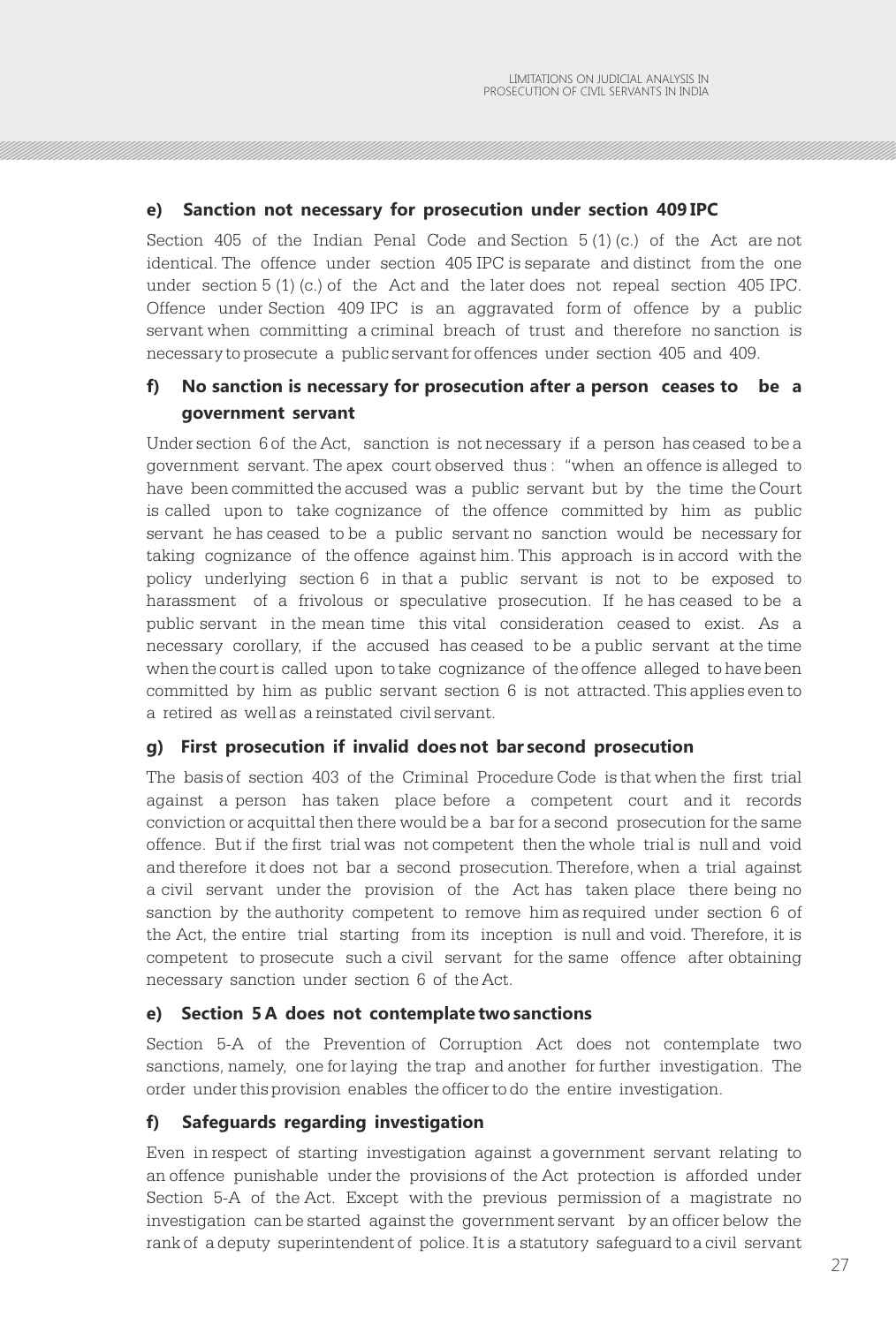#### e) Sanction not necessary for prosecution under section 409 IPC

Section 405 of the Indian Penal Code and Section 5 (1) (c.) of the Act are not identical. The offence under section 405 IPC is separate and distinct from the one under section 5 (1) (c.) of the Act and the later does not repeal section 405 IPC. Offence under Section 409 IPC is an aggravated form of offence by a public servant when committing a criminal breach of trust and therefore no sanction is necessary to prosecute a public servant for offences under section 405 and 409.

#### f) No sanction is necessary for prosecution after a person ceases to be a government servant

Under section 6 of the Act, sanction is not necessary if a person has ceased to be a government servant. The apex court observed thus : "when an offence is alleged to have been committed the accused was a public servant but by the time the Court is called upon to take cognizance of the offence committed by him as public servant he has ceased to be a public servant no sanction would be necessary for taking cognizance of the offence against him. This approach is in accord with the policy underlying section 6 in that a public servant is not to be exposed to harassment of a frivolous or speculative prosecution. If he has ceased to be a public servant in the mean time this vital consideration ceased to exist. As a necessary corollary, if the accused has ceased to be a public servant at the time when the court is called upon to take cognizance of the offence alleged to have been committed by him as public servant section 6 is not attracted. This applies even to a retired as well as a reinstated civil servant.

#### g) First prosecution if invalid does not bar second prosecution

The basis of section 403 of the Criminal Procedure Code is that when the first trial against a person has taken place before a competent court and it records conviction or acquittal then there would be a bar for a second prosecution for the same offence. But if the first trial was not competent then the whole trial is null and void and therefore it does not bar a second prosecution. Therefore, when a trial against a civil servant under the provision of the Act has taken place there being no sanction by the authority competent to remove him as required under section 6 of the Act, the entire trial starting from its inception is null and void. Therefore, it is competent to prosecute such a civil servant for the same offence after obtaining necessary sanction under section 6 of the Act.

#### e) Section 5 A does not contemplate two sanctions

Section 5-A of the Prevention of Corruption Act does not contemplate two sanctions, namely, one for laying the trap and another for further investigation. The order under this provision enables the officer to do the entire investigation.

#### f) Safeguards regarding investigation

Even in respect of starting investigation against a government servant relating to an offence punishable under the provisions of the Act protection is afforded under Section 5-A of the Act. Except with the previous permission of a magistrate no investigation can be started against the government servant by an officer below the rank of a deputy superintendent of police. It is a statutory safeguard to a civil servant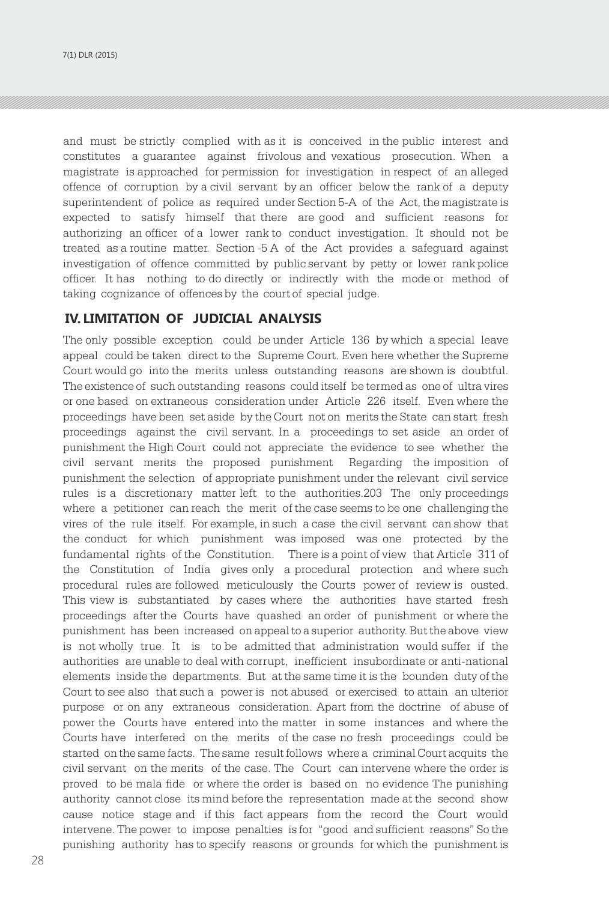and must be strictly complied with as it is conceived in the public interest and constitutes a guarantee against frivolous and vexatious prosecution. When a magistrate is approached for permission for investigation in respect of an alleged offence of corruption by a civil servant by an officer below the rank of a deputy superintendent of police as required under Section 5-A of the Act, the magistrate is expected to satisfy himself that there are good and sufficient reasons for authorizing an officer of a lower rank to conduct investigation. It should not be treated as a routine matter. Section -5 A of the Act provides a safeguard against investigation of offence committed by public servant by petty or lower rank police officer. It has nothing to do directly or indirectly with the mode or method of taking cognizance of offences by the court of special judge.

## IV. LIMITATION OF JUDICIAL ANALYSIS

The only possible exception could be under Article 136 by which a special leave appeal could be taken direct to the Supreme Court. Even here whether the Supreme Court would go into the merits unless outstanding reasons are shown is doubtful. The existence of such outstanding reasons could itself be termed as one of ultra vires or one based on extraneous consideration under Article 226 itself. Even where the proceedings have been set aside by the Court not on merits the State can start fresh proceedings against the civil servant. In a proceedings to set aside an order of punishment the High Court could not appreciate the evidence to see whether the civil servant merits the proposed punishment Regarding the imposition of punishment the selection of appropriate punishment under the relevant civil service rules is a discretionary matter left to the authorities.203 The only proceedings where a petitioner can reach the merit of the case seems to be one challenging the vires of the rule itself. For example, in such a case the civil servant can show that the conduct for which punishment was imposed was one protected by the fundamental rights of the Constitution. There is a point of view that Article 311 of the Constitution of India gives only a procedural protection and where such procedural rules are followed meticulously the Courts power of review is ousted. This view is substantiated by cases where the authorities have started fresh proceedings after the Courts have quashed an order of punishment or where the punishment has been increased on appeal to a superior authority. But the above view is not wholly true. It is to be admitted that administration would suffer if the authorities are unable to deal with corrupt, inefficient insubordinate or anti-national elements inside the departments. But at the same time it is the bounden duty of the Court to see also that such a power is not abused or exercised to attain an ulterior purpose or on any extraneous consideration. Apart from the doctrine of abuse of power the Courts have entered into the matter in some instances and where the Courts have interfered on the merits of the case no fresh proceedings could be started on the same facts. The same result follows where a criminal Court acquits the civil servant on the merits of the case. The Court can intervene where the order is proved to be mala fide or where the order is based on no evidence The punishing authority cannot close its mind before the representation made at the second show cause notice stage and if this fact appears from the record the Court would intervene. The power to impose penalties is for "good and sufficient reasons" So the punishing authority has to specify reasons or grounds for which the punishment is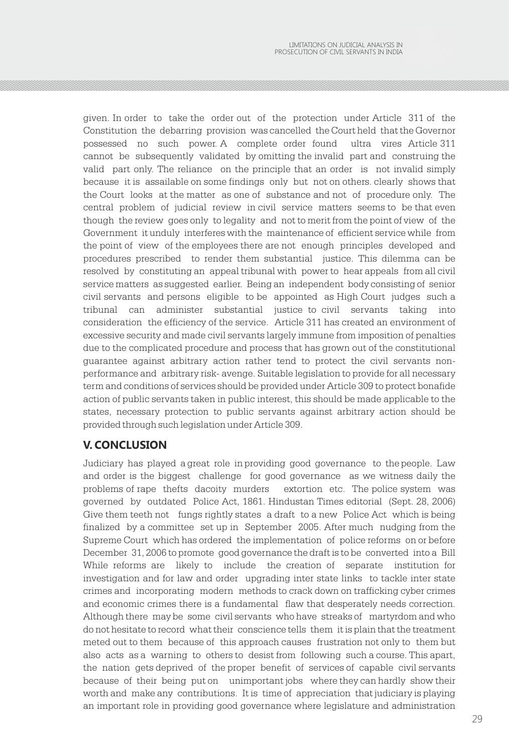given. In order to take the order out of the protection under Article 311 of the Constitution the debarring provision was cancelled the Court held that the Governor possessed no such power. A complete order found ultra vires Article 311 cannot be subsequently validated by omitting the invalid part and construing the valid part only. The reliance on the principle that an order is not invalid simply because it is assailable on some findings only but not on others. clearly shows that the Court looks at the matter as one of substance and not of procedure only. The central problem of judicial review in civil service matters seems to be that even though the review goes only to legality and not to merit from the point of view of the Government it unduly interferes with the maintenance of efficient service while from the point of view of the employees there are not enough principles developed and procedures prescribed to render them substantial justice. This dilemma can be resolved by constituting an appeal tribunal with power to hear appeals from all civil service matters as suggested earlier. Being an independent body consisting of senior civil servants and persons eligible to be appointed as High Court judges such a tribunal can administer substantial justice to civil servants taking into consideration the efficiency of the service. Article 311 has created an environment of excessive security and made civil servants largely immune from imposition of penalties due to the complicated procedure and process that has grown out of the constitutional guarantee against arbitrary action rather tend to protect the civil servants non-performance and arbitrary risk- avenge. Suitable legislation to provide for all necessary term and conditions of services should be provided under Article 309 to protect bonafide action of public servants taken in public interest, this should be made applicable to the states, necessary protection to public servants against arbitrary action should be provided through such legislation under Article 309.

## V. CONCLUSION

Judiciary has played a great role in providing good governance to the people. Law and order is the biggest challenge for good governance as we witness daily the problems of rape thefts dacoity murders extortion etc. The police system was governed by outdated Police Act, 1861. Hindustan Times editorial (Sept. 28, 2006) Give them teeth not fungs rightly states a draft to a new Police Act which is being finalized by a committee set up in September 2005. After much nudging from the Supreme Court which has ordered the implementation of police reforms on or before December 31, 2006 to promote good governance the draft is to be converted into a Bill While reforms are likely to include the creation of separate institution for investigation and for law and order upgrading inter state links to tackle inter state crimes and incorporating modern methods to crack down on trafficking cyber crimes and economic crimes there is a fundamental flaw that desperately needs correction. Although there may be some civil servants who have streaks of martyrdom and who do not hesitate to record what their conscience tells them it is plain that the treatment meted out to them because of this approach causes frustration not only to them but also acts as a warning to others to desist from following such a course. This apart, the nation gets deprived of the proper benefit of services of capable civil servants because of their being put on unimportant jobs where they can hardly show their worth and make any contributions. It is time of appreciation that judiciary is playing an important role in providing good governance where legislature and administration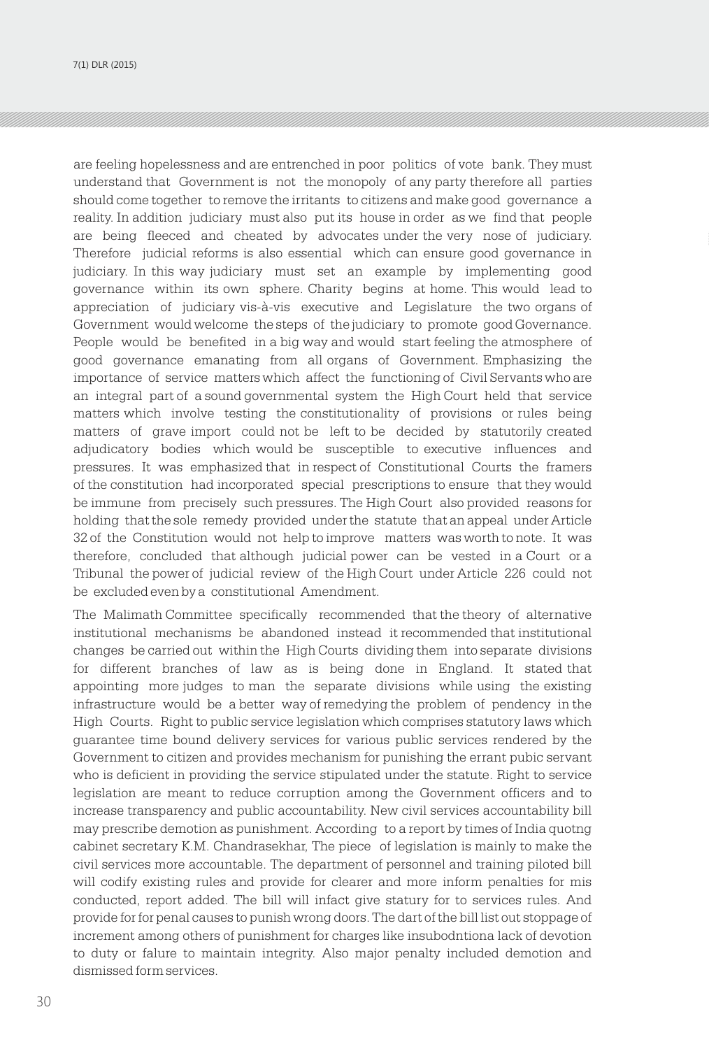are feeling hopelessness and are entrenched in poor politics of vote bank. They must understand that Government is not the monopoly of any party therefore all parties should come together to remove the irritants to citizens and make good governance a reality. In addition judiciary must also put its house in order as we find that people are being fleeced and cheated by advocates under the very nose of judiciary. Therefore judicial reforms is also essential which can ensure good governance in judiciary. In this way judiciary must set an example by implementing good governance within its own sphere. Charity begins at home. This would lead to appreciation of judiciary vis-à-vis executive and Legislature the two organs of Government would welcome the steps of the judiciary to promote good Governance. People would be benefited in a big way and would start feeling the atmosphere of good governance emanating from all organs of Government. Emphasizing the importance of service matters which affect the functioning of Civil Servants who are an integral part of a sound governmental system the High Court held that service matters which involve testing the constitutionality of provisions or rules being matters of grave import could not be left to be decided by statutorily created adjudicatory bodies which would be susceptible to executive influences and pressures. It was emphasized that in respect of Constitutional Courts the framers of the constitution had incorporated special prescriptions to ensure that they would be immune from precisely such pressures. The High Court also provided reasons for holding that the sole remedy provided under the statute that an appeal under Article 32 of the Constitution would not help to improve matters was worth to note. It was therefore, concluded that although judicial power can be vested in a Court or a Tribunal the power of judicial review of the High Court under Article 226 could not be excluded even by a constitutional Amendment.

The Malimath Committee specifically recommended that the theory of alternative institutional mechanisms be abandoned instead it recommended that institutional changes be carried out within the High Courts dividing them into separate divisions for different branches of law as is being done in England. It stated that appointing more judges to man the separate divisions while using the existing infrastructure would be a better way of remedying the problem of pendency in the High Courts. Right to public service legislation which comprises statutory laws which guarantee time bound delivery services for various public services rendered by the Government to citizen and provides mechanism for punishing the errant pubic servant who is deficient in providing the service stipulated under the statute. Right to service legislation are meant to reduce corruption among the Government officers and to increase transparency and public accountability. New civil services accountability bill may prescribe demotion as punishment. According to a report by times of India quotng cabinet secretary K.M. Chandrasekhar, The piece of legislation is mainly to make the civil services more accountable. The department of personnel and training piloted bill will codify existing rules and provide for clearer and more inform penalties for mis conducted, report added. The bill will infact give statury for to services rules. And provide for for penal causes to punish wrong doors. The dart of the bill list out stoppage of increment among others of punishment for charges like insubodntiona lack of devotion to duty or falure to maintain integrity. Also major penalty included demotion and dismissed form services.